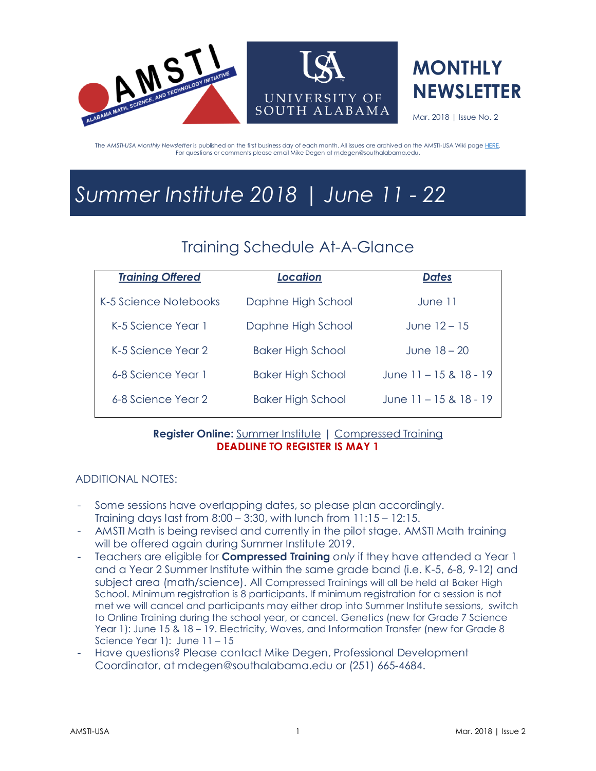# MONTHLY NEWSLETTER

Mar. 2018 | Issue No. 2

The *AMSTI-USA Monthly Newsletter* is published on the first business day of each month. All issues are archived on the AMSTI-USA Wiki page HERE.
For questions or comments please email Mike Degen at mdegen@southalabama.edu.

# *Summer Institute 2018 | June 11 - 22*

## Training Schedule At-A-Glance

| *Training Offered* | *Location* | *Dates* |
|---|---|---|
| K-5 Science Notebooks | Daphne High School | June 11 |
| K-5 Science Year 1 | Daphne High School | June 12 – 15 |
| K-5 Science Year 2 | Baker High School | June 18 – 20 |
| 6-8 Science Year 1 | Baker High School | June 11 – 15 & 18 - 19 |
| 6-8 Science Year 2 | Baker High School | June 11 – 15 & 18 - 19 |

**Register Online:** Summer Institute | Compressed Training
**DEADLINE TO REGISTER IS MAY 1**

ADDITIONAL NOTES:

- Some sessions have overlapping dates, so please plan accordingly. Training days last from 8:00 – 3:30, with lunch from 11:15 – 12:15.
- AMSTI Math is being revised and currently in the pilot stage. AMSTI Math training will be offered again during Summer Institute 2019.
- Teachers are eligible for **Compressed Training** *only* if they have attended a Year 1 and a Year 2 Summer Institute within the same grade band (i.e. K-5, 6-8, 9-12) and subject area (math/science). All Compressed Trainings will all be held at Baker High School. Minimum registration is 8 participants. If minimum registration for a session is not met we will cancel and participants may either drop into Summer Institute sessions, switch to Online Training during the school year, or cancel. Genetics (new for Grade 7 Science Year 1): June 15 & 18 – 19. Electricity, Waves, and Information Transfer (new for Grade 8 Science Year 1): June 11 – 15
- Have questions? Please contact Mike Degen, Professional Development Coordinator, at mdegen@southalabama.edu or (251) 665-4684.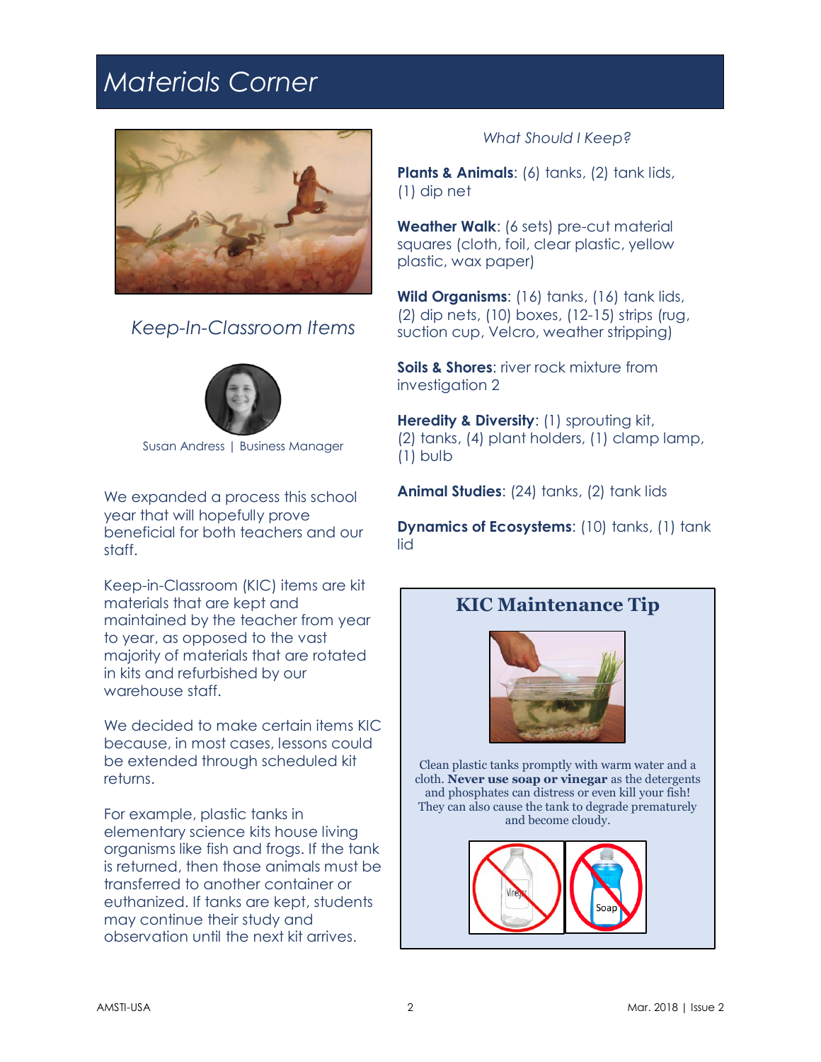# Materials Corner

## Keep-In-Classroom Items

Susan Andress | Business Manager

We expanded a process this school year that will hopefully prove beneficial for both teachers and our staff.

Keep-in-Classroom (KIC) items are kit materials that are kept and maintained by the teacher from year to year, as opposed to the vast majority of materials that are rotated in kits and refurbished by our warehouse staff.

We decided to make certain items KIC because, in most cases, lessons could be extended through scheduled kit returns.

For example, plastic tanks in elementary science kits house living organisms like fish and frogs. If the tank is returned, then those animals must be transferred to another container or euthanized. If tanks are kept, students may continue their study and observation until the next kit arrives.

*What Should I Keep?*

**Plants & Animals**: (6) tanks, (2) tank lids, (1) dip net

**Weather Walk**: (6 sets) pre-cut material squares (cloth, foil, clear plastic, yellow plastic, wax paper)

**Wild Organisms**: (16) tanks, (16) tank lids, (2) dip nets, (10) boxes, (12-15) strips (rug, suction cup, Velcro, weather stripping)

**Soils & Shores**: river rock mixture from investigation 2

**Heredity & Diversity**: (1) sprouting kit, (2) tanks, (4) plant holders, (1) clamp lamp, (1) bulb

**Animal Studies**: (24) tanks, (2) tank lids

**Dynamics of Ecosystems**: (10) tanks, (1) tank lid

### KIC Maintenance Tip

Clean plastic tanks promptly with warm water and a cloth. **Never use soap or vinegar** as the detergents and phosphates can distress or even kill your fish! They can also cause the tank to degrade prematurely and become cloudy.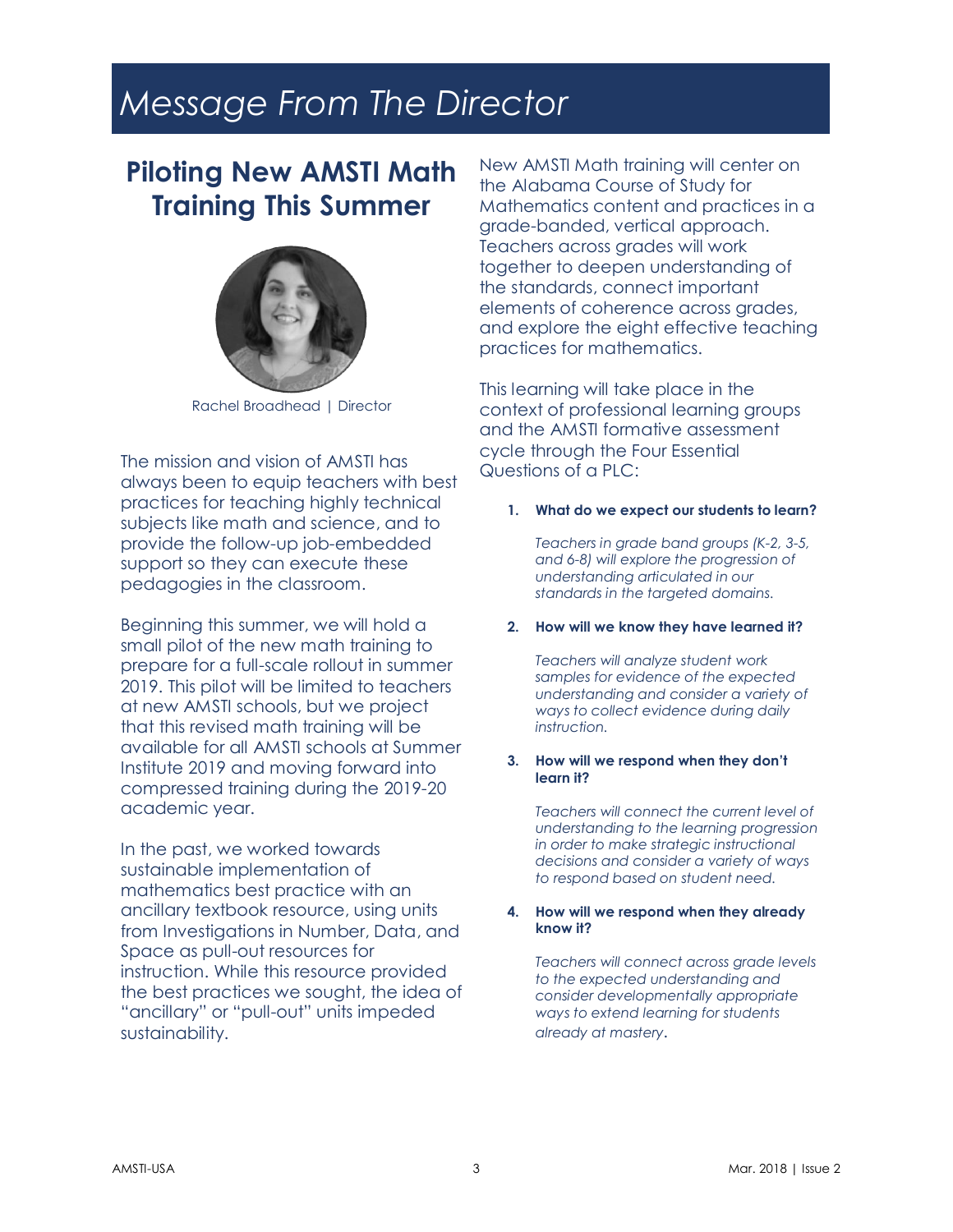# Message From The Director

## Piloting New AMSTI Math Training This Summer

Rachel Broadhead | Director

The mission and vision of AMSTI has always been to equip teachers with best practices for teaching highly technical subjects like math and science, and to provide the follow-up job-embedded support so they can execute these pedagogies in the classroom.

Beginning this summer, we will hold a small pilot of the new math training to prepare for a full-scale rollout in summer 2019. This pilot will be limited to teachers at new AMSTI schools, but we project that this revised math training will be available for all AMSTI schools at Summer Institute 2019 and moving forward into compressed training during the 2019-20 academic year.

In the past, we worked towards sustainable implementation of mathematics best practice with an ancillary textbook resource, using units from Investigations in Number, Data, and Space as pull-out resources for instruction. While this resource provided the best practices we sought, the idea of "ancillary" or "pull-out" units impeded sustainability.

New AMSTI Math training will center on the Alabama Course of Study for Mathematics content and practices in a grade-banded, vertical approach. Teachers across grades will work together to deepen understanding of the standards, connect important elements of coherence across grades, and explore the eight effective teaching practices for mathematics.

This learning will take place in the context of professional learning groups and the AMSTI formative assessment cycle through the Four Essential Questions of a PLC:

1. **What do we expect our students to learn?**

   *Teachers in grade band groups (K-2, 3-5, and 6-8) will explore the progression of understanding articulated in our standards in the targeted domains.*

2. **How will we know they have learned it?**

   *Teachers will analyze student work samples for evidence of the expected understanding and consider a variety of ways to collect evidence during daily instruction.*

3. **How will we respond when they don't learn it?**

   *Teachers will connect the current level of understanding to the learning progression in order to make strategic instructional decisions and consider a variety of ways to respond based on student need.*

4. **How will we respond when they already know it?**

   *Teachers will connect across grade levels to the expected understanding and consider developmentally appropriate ways to extend learning for students already at mastery*.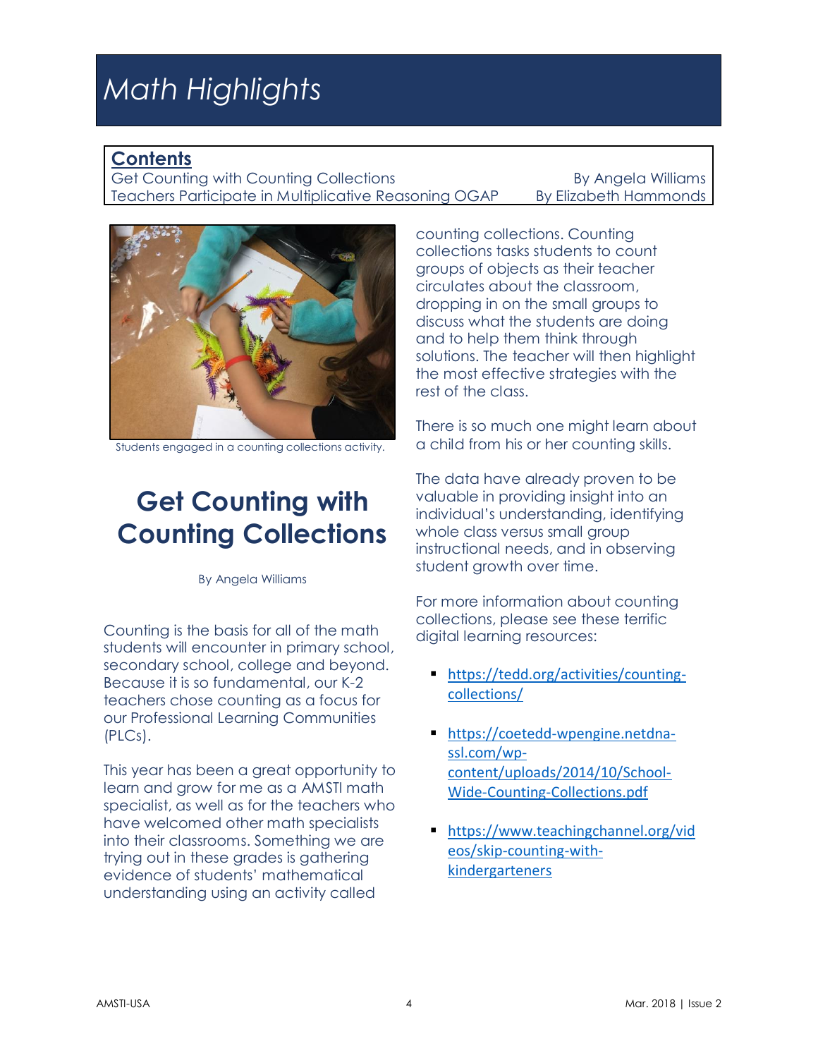# Math Highlights

**Contents**

Get Counting with Counting Collections — By Angela Williams
Teachers Participate in Multiplicative Reasoning OGAP — By Elizabeth Hammonds

Students engaged in a counting collections activity.

## Get Counting with Counting Collections

By Angela Williams

Counting is the basis for all of the math students will encounter in primary school, secondary school, college and beyond. Because it is so fundamental, our K-2 teachers chose counting as a focus for our Professional Learning Communities (PLCs).

This year has been a great opportunity to learn and grow for me as a AMSTI math specialist, as well as for the teachers who have welcomed other math specialists into their classrooms. Something we are trying out in these grades is gathering evidence of students' mathematical understanding using an activity called counting collections. Counting collections tasks students to count groups of objects as their teacher circulates about the classroom, dropping in on the small groups to discuss what the students are doing and to help them think through solutions. The teacher will then highlight the most effective strategies with the rest of the class.

There is so much one might learn about a child from his or her counting skills.

The data have already proven to be valuable in providing insight into an individual's understanding, identifying whole class versus small group instructional needs, and in observing student growth over time.

For more information about counting collections, please see these terrific digital learning resources:

- https://tedd.org/activities/counting-collections/
- https://coetedd-wpengine.netdna-ssl.com/wp-content/uploads/2014/10/School-Wide-Counting-Collections.pdf
- https://www.teachingchannel.org/videos/skip-counting-with-kindergarteners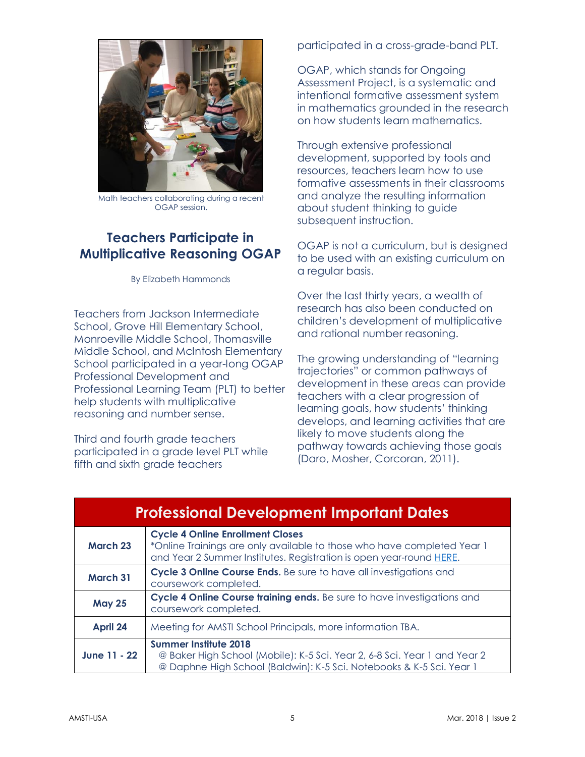Math teachers collaborating during a recent OGAP session.

## Teachers Participate in Multiplicative Reasoning OGAP

By Elizabeth Hammonds

Teachers from Jackson Intermediate School, Grove Hill Elementary School, Monroeville Middle School, Thomasville Middle School, and McIntosh Elementary School participated in a year-long OGAP Professional Development and Professional Learning Team (PLT) to better help students with multiplicative reasoning and number sense.

Third and fourth grade teachers participated in a grade level PLT while fifth and sixth grade teachers participated in a cross-grade-band PLT.

OGAP, which stands for Ongoing Assessment Project, is a systematic and intentional formative assessment system in mathematics grounded in the research on how students learn mathematics.

Through extensive professional development, supported by tools and resources, teachers learn how to use formative assessments in their classrooms and analyze the resulting information about student thinking to guide subsequent instruction.

OGAP is not a curriculum, but is designed to be used with an existing curriculum on a regular basis.

Over the last thirty years, a wealth of research has also been conducted on children's development of multiplicative and rational number reasoning.

The growing understanding of "learning trajectories" or common pathways of development in these areas can provide teachers with a clear progression of learning goals, how students' thinking develops, and learning activities that are likely to move students along the pathway towards achieving those goals (Daro, Mosher, Corcoran, 2011).

| Professional Development Important Dates | |
|---|---|
| **March 23** | **Cycle 4 Online Enrollment Closes**<br>*Online Trainings are only available to those who have completed Year 1 and Year 2 Summer Institutes. Registration is open year-round HERE. |
| **March 31** | **Cycle 3 Online Course Ends.** Be sure to have all investigations and coursework completed. |
| **May 25** | **Cycle 4 Online Course training ends.** Be sure to have investigations and coursework completed. |
| **April 24** | Meeting for AMSTI School Principals, more information TBA. |
| **June 11 - 22** | **Summer Institute 2018**<br>@ Baker High School (Mobile): K-5 Sci. Year 2, 6-8 Sci. Year 1 and Year 2<br>@ Daphne High School (Baldwin): K-5 Sci. Notebooks & K-5 Sci. Year 1 |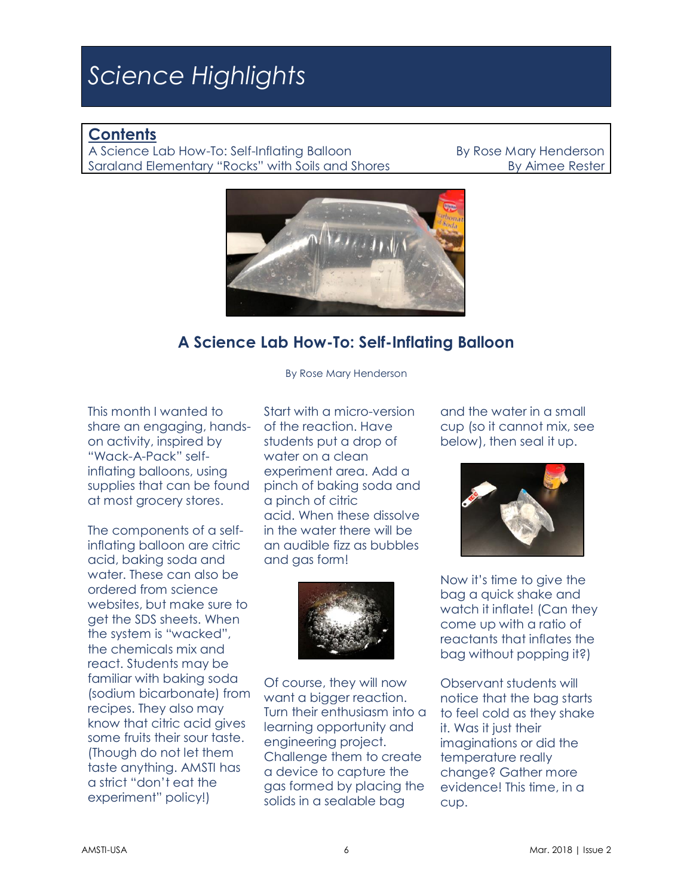# Science Highlights

## Contents

A Science Lab How-To: Self-Inflating Balloon — By Rose Mary Henderson
Saraland Elementary "Rocks" with Soils and Shores — By Aimee Rester

## A Science Lab How-To: Self-Inflating Balloon

By Rose Mary Henderson

This month I wanted to share an engaging, hands-on activity, inspired by "Wack-A-Pack" self-inflating balloons, using supplies that can be found at most grocery stores.

The components of a self-inflating balloon are citric acid, baking soda and water. These can also be ordered from science websites, but make sure to get the SDS sheets. When the system is "wacked", the chemicals mix and react. Students may be familiar with baking soda (sodium bicarbonate) from recipes. They also may know that citric acid gives some fruits their sour taste. (Though do not let them taste anything. AMSTI has a strict "don't eat the experiment" policy!)

Start with a micro-version of the reaction. Have students put a drop of water on a clean experiment area. Add a pinch of baking soda and a pinch of citric acid. When these dissolve in the water there will be an audible fizz as bubbles and gas form!

Of course, they will now want a bigger reaction. Turn their enthusiasm into a learning opportunity and engineering project. Challenge them to create a device to capture the gas formed by placing the solids in a sealable bag and the water in a small cup (so it cannot mix, see below), then seal it up.

Now it's time to give the bag a quick shake and watch it inflate! (Can they come up with a ratio of reactants that inflates the bag without popping it?)

Observant students will notice that the bag starts to feel cold as they shake it. Was it just their imaginations or did the temperature really change? Gather more evidence! This time, in a cup.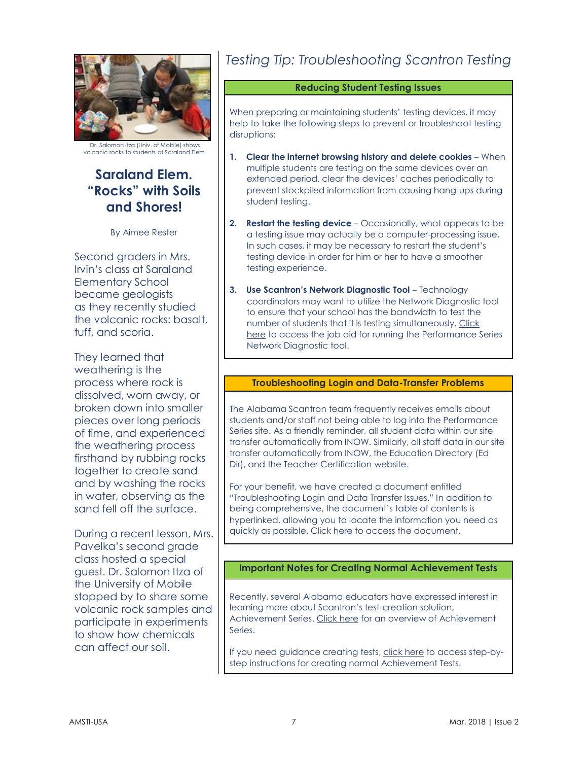Dr. Salomon Itza (Univ. of Mobile) shows volcanic rocks to students at Saraland Elem.

## Saraland Elem. "Rocks" with Soils and Shores!

By Aimee Rester

Second graders in Mrs. Irvin's class at Saraland Elementary School became geologists as they recently studied the volcanic rocks: basalt, tuff, and scoria.

They learned that weathering is the process where rock is dissolved, worn away, or broken down into smaller pieces over long periods of time, and experienced the weathering process firsthand by rubbing rocks together to create sand and by washing the rocks in water, observing as the sand fell off the surface.

During a recent lesson, Mrs. Pavelka's second grade class hosted a special guest. Dr. Salomon Itza of the University of Mobile stopped by to share some volcanic rock samples and participate in experiments to show how chemicals can affect our soil.

# *Testing Tip: Troubleshooting Scantron Testing*

### Reducing Student Testing Issues

When preparing or maintaining students' testing devices, it may help to take the following steps to prevent or troubleshoot testing disruptions:

1. **Clear the internet browsing history and delete cookies** – When multiple students are testing on the same devices over an extended period, clear the devices' caches periodically to prevent stockpiled information from causing hang-ups during student testing.
2. **Restart the testing device** – Occasionally, what appears to be a testing issue may actually be a computer-processing issue. In such cases, it may be necessary to restart the student's testing device in order for him or her to have a smoother testing experience.
3. **Use Scantron's Network Diagnostic Tool** – Technology coordinators may want to utilize the Network Diagnostic tool to ensure that your school has the bandwidth to test the number of students that it is testing simultaneously. Click here to access the job aid for running the Performance Series Network Diagnostic tool.

### Troubleshooting Login and Data-Transfer Problems

The Alabama Scantron team frequently receives emails about students and/or staff not being able to log into the Performance Series site. As a friendly reminder, all student data within our site transfer automatically from INOW. Similarly, all staff data in our site transfer automatically from INOW, the Education Directory (Ed Dir), and the Teacher Certification website.

For your benefit, we have created a document entitled "Troubleshooting Login and Data Transfer Issues." In addition to being comprehensive, the document's table of contents is hyperlinked, allowing you to locate the information you need as quickly as possible. Click here to access the document.

### Important Notes for Creating Normal Achievement Tests

Recently, several Alabama educators have expressed interest in learning more about Scantron's test-creation solution, Achievement Series. Click here for an overview of Achievement Series.

If you need guidance creating tests, click here to access step-by-step instructions for creating normal Achievement Tests.